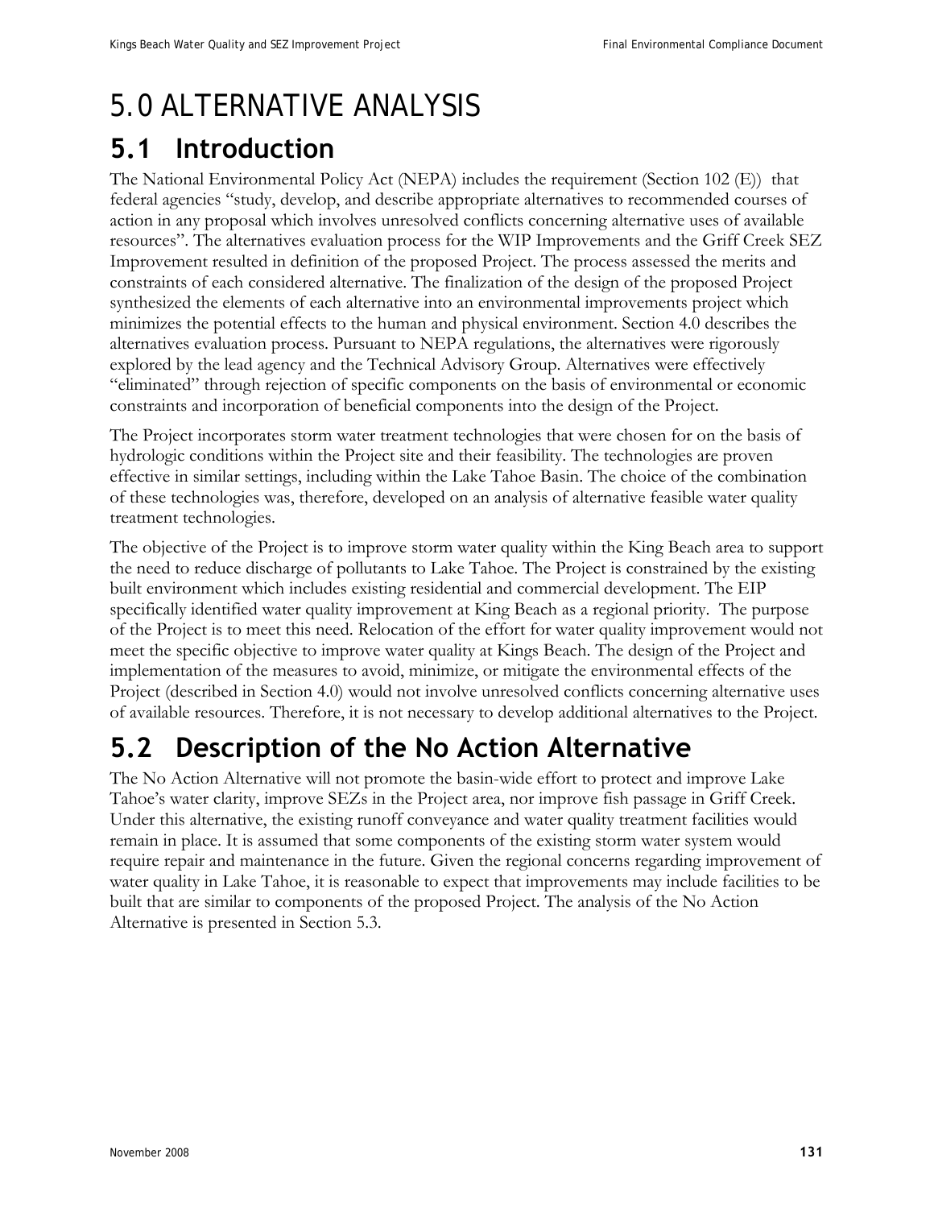# 5.0 ALTERNATIVE ANALYSIS

## 5.1 Introduction

The National Environmental Policy Act (NEPA) includes the requirement (Section 102 (E)) that federal agencies "study, develop, and describe appropriate alternatives to recommended courses of action in any proposal which involves unresolved conflicts concerning alternative uses of available resources". The alternatives evaluation process for the WIP Improvements and the Griff Creek SEZ Improvement resulted in definition of the proposed Project. The process assessed the merits and constraints of each considered alternative. The finalization of the design of the proposed Project synthesized the elements of each alternative into an environmental improvements project which minimizes the potential effects to the human and physical environment. Section 4.0 describes the alternatives evaluation process. Pursuant to NEPA regulations, the alternatives were rigorously explored by the lead agency and the Technical Advisory Group. Alternatives were effectively "eliminated" through rejection of specific components on the basis of environmental or economic constraints and incorporation of beneficial components into the design of the Project.

The Project incorporates storm water treatment technologies that were chosen for on the basis of hydrologic conditions within the Project site and their feasibility. The technologies are proven effective in similar settings, including within the Lake Tahoe Basin. The choice of the combination of these technologies was, therefore, developed on an analysis of alternative feasible water quality treatment technologies.

The objective of the Project is to improve storm water quality within the King Beach area to support the need to reduce discharge of pollutants to Lake Tahoe. The Project is constrained by the existing built environment which includes existing residential and commercial development. The EIP specifically identified water quality improvement at King Beach as a regional priority. The purpose of the Project is to meet this need. Relocation of the effort for water quality improvement would not meet the specific objective to improve water quality at Kings Beach. The design of the Project and implementation of the measures to avoid, minimize, or mitigate the environmental effects of the Project (described in Section 4.0) would not involve unresolved conflicts concerning alternative uses of available resources. Therefore, it is not necessary to develop additional alternatives to the Project.

## 5.2 Description of the No Action Alternative

The No Action Alternative will not promote the basin-wide effort to protect and improve Lake Tahoe's water clarity, improve SEZs in the Project area, nor improve fish passage in Griff Creek. Under this alternative, the existing runoff conveyance and water quality treatment facilities would remain in place. It is assumed that some components of the existing storm water system would require repair and maintenance in the future. Given the regional concerns regarding improvement of water quality in Lake Tahoe, it is reasonable to expect that improvements may include facilities to be built that are similar to components of the proposed Project. The analysis of the No Action Alternative is presented in Section 5.3.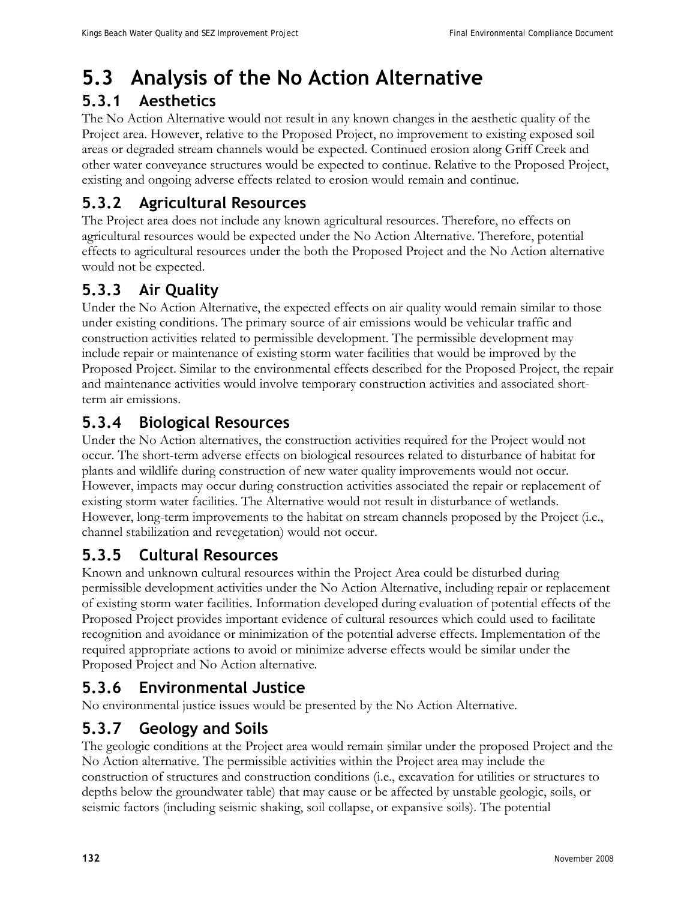# 5.3 Analysis of the No Action Alternative

## 5.3.1 Aesthetics

The No Action Alternative would not result in any known changes in the aesthetic quality of the Project area. However, relative to the Proposed Project, no improvement to existing exposed soil areas or degraded stream channels would be expected. Continued erosion along Griff Creek and other water conveyance structures would be expected to continue. Relative to the Proposed Project, existing and ongoing adverse effects related to erosion would remain and continue.

## 5.3.2 Agricultural Resources

The Project area does not include any known agricultural resources. Therefore, no effects on agricultural resources would be expected under the No Action Alternative. Therefore, potential effects to agricultural resources under the both the Proposed Project and the No Action alternative would not be expected.

## 5.3.3 Air Quality

Under the No Action Alternative, the expected effects on air quality would remain similar to those under existing conditions. The primary source of air emissions would be vehicular traffic and construction activities related to permissible development. The permissible development may include repair or maintenance of existing storm water facilities that would be improved by the Proposed Project. Similar to the environmental effects described for the Proposed Project, the repair and maintenance activities would involve temporary construction activities and associated short-term air emissions.

## 5.3.4 Biological Resources

Under the No Action alternatives, the construction activities required for the Project would not occur. The short-term adverse effects on biological resources related to disturbance of habitat for plants and wildlife during construction of new water quality improvements would not occur. However, impacts may occur during construction activities associated the repair or replacement of existing storm water facilities. The Alternative would not result in disturbance of wetlands. However, long-term improvements to the habitat on stream channels proposed by the Project (i.e., channel stabilization and revegetation) would not occur.

## 5.3.5 Cultural Resources

Known and unknown cultural resources within the Project Area could be disturbed during permissible development activities under the No Action Alternative, including repair or replacement of existing storm water facilities. Information developed during evaluation of potential effects of the Proposed Project provides important evidence of cultural resources which could used to facilitate recognition and avoidance or minimization of the potential adverse effects. Implementation of the required appropriate actions to avoid or minimize adverse effects would be similar under the Proposed Project and No Action alternative.

## 5.3.6 Environmental Justice

No environmental justice issues would be presented by the No Action Alternative.

## 5.3.7 Geology and Soils

The geologic conditions at the Project area would remain similar under the proposed Project and the No Action alternative. The permissible activities within the Project area may include the construction of structures and construction conditions (i.e., excavation for utilities or structures to depths below the groundwater table) that may cause or be affected by unstable geologic, soils, or seismic factors (including seismic shaking, soil collapse, or expansive soils). The potential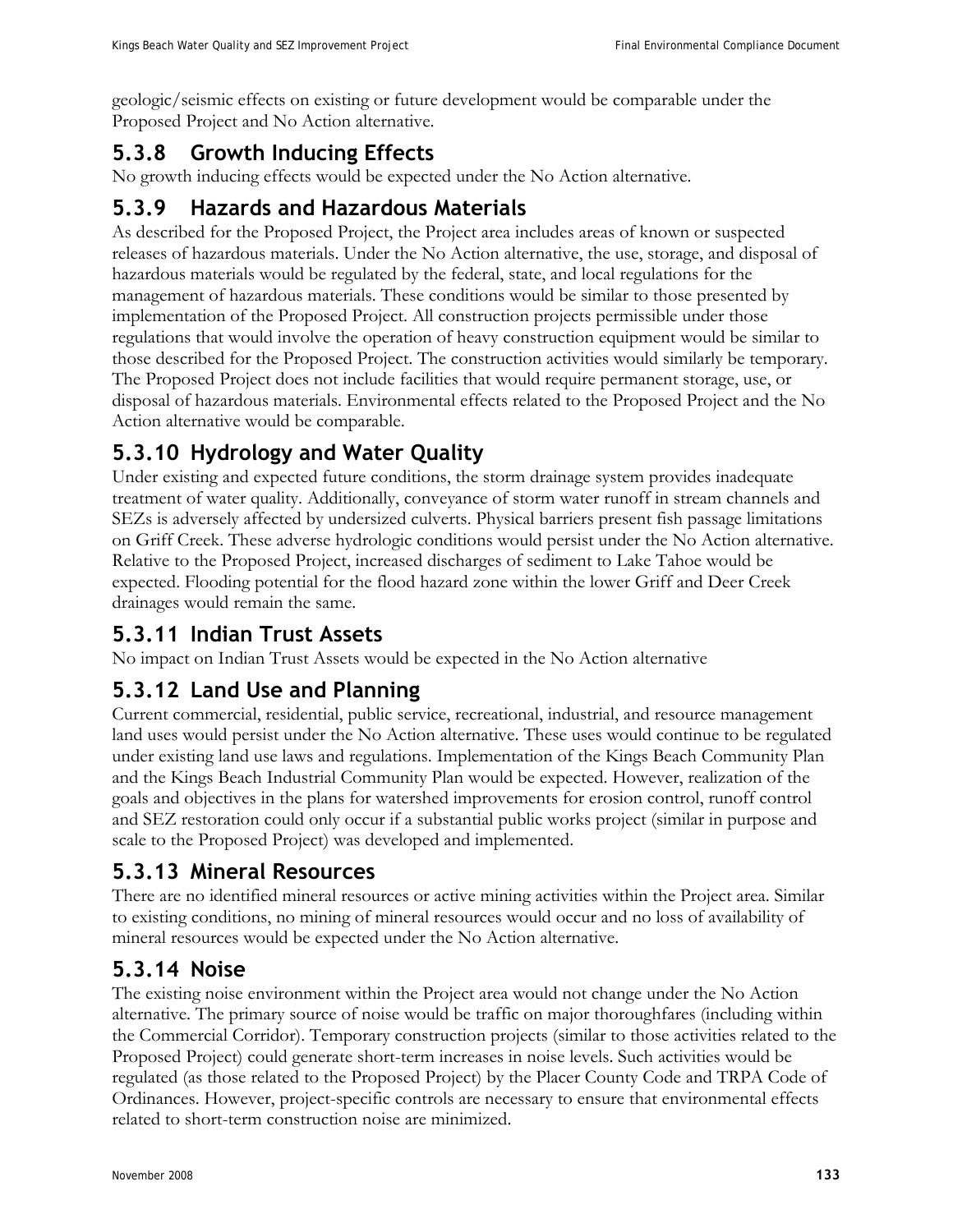geologic/seismic effects on existing or future development would be comparable under the Proposed Project and No Action alternative.

### 5.3.8 Growth Inducing Effects

No growth inducing effects would be expected under the No Action alternative.

### 5.3.9 Hazards and Hazardous Materials

As described for the Proposed Project, the Project area includes areas of known or suspected releases of hazardous materials. Under the No Action alternative, the use, storage, and disposal of hazardous materials would be regulated by the federal, state, and local regulations for the management of hazardous materials. These conditions would be similar to those presented by implementation of the Proposed Project. All construction projects permissible under those regulations that would involve the operation of heavy construction equipment would be similar to those described for the Proposed Project. The construction activities would similarly be temporary. The Proposed Project does not include facilities that would require permanent storage, use, or disposal of hazardous materials. Environmental effects related to the Proposed Project and the No Action alternative would be comparable.

### 5.3.10 Hydrology and Water Quality

Under existing and expected future conditions, the storm drainage system provides inadequate treatment of water quality. Additionally, conveyance of storm water runoff in stream channels and SEZs is adversely affected by undersized culverts. Physical barriers present fish passage limitations on Griff Creek. These adverse hydrologic conditions would persist under the No Action alternative. Relative to the Proposed Project, increased discharges of sediment to Lake Tahoe would be expected. Flooding potential for the flood hazard zone within the lower Griff and Deer Creek drainages would remain the same.

### 5.3.11 Indian Trust Assets

No impact on Indian Trust Assets would be expected in the No Action alternative

### 5.3.12 Land Use and Planning

Current commercial, residential, public service, recreational, industrial, and resource management land uses would persist under the No Action alternative. These uses would continue to be regulated under existing land use laws and regulations. Implementation of the Kings Beach Community Plan and the Kings Beach Industrial Community Plan would be expected. However, realization of the goals and objectives in the plans for watershed improvements for erosion control, runoff control and SEZ restoration could only occur if a substantial public works project (similar in purpose and scale to the Proposed Project) was developed and implemented.

### 5.3.13 Mineral Resources

There are no identified mineral resources or active mining activities within the Project area. Similar to existing conditions, no mining of mineral resources would occur and no loss of availability of mineral resources would be expected under the No Action alternative.

### 5.3.14 Noise

The existing noise environment within the Project area would not change under the No Action alternative. The primary source of noise would be traffic on major thoroughfares (including within the Commercial Corridor). Temporary construction projects (similar to those activities related to the Proposed Project) could generate short-term increases in noise levels. Such activities would be regulated (as those related to the Proposed Project) by the Placer County Code and TRPA Code of Ordinances. However, project-specific controls are necessary to ensure that environmental effects related to short-term construction noise are minimized.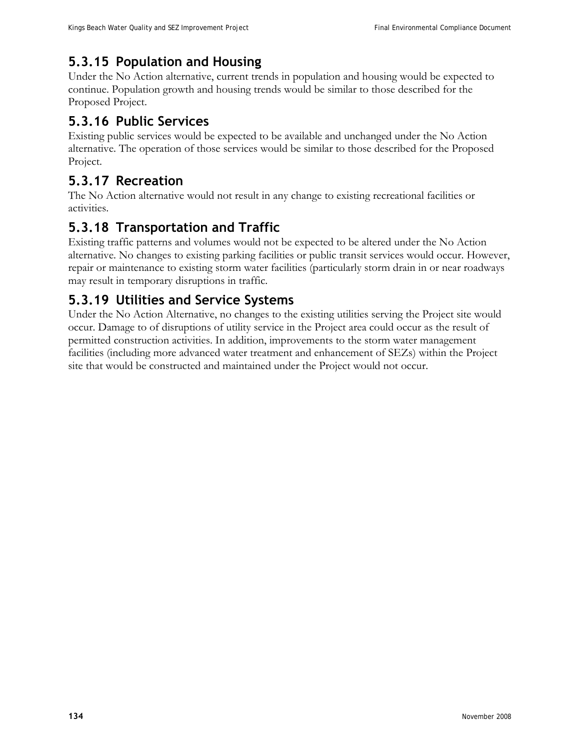### 5.3.15 Population and Housing

Under the No Action alternative, current trends in population and housing would be expected to continue. Population growth and housing trends would be similar to those described for the Proposed Project.

### 5.3.16 Public Services

Existing public services would be expected to be available and unchanged under the No Action alternative. The operation of those services would be similar to those described for the Proposed Project.

### 5.3.17 Recreation

The No Action alternative would not result in any change to existing recreational facilities or activities.

### 5.3.18 Transportation and Traffic

Existing traffic patterns and volumes would not be expected to be altered under the No Action alternative. No changes to existing parking facilities or public transit services would occur. However, repair or maintenance to existing storm water facilities (particularly storm drain in or near roadways may result in temporary disruptions in traffic.

### 5.3.19 Utilities and Service Systems

Under the No Action Alternative, no changes to the existing utilities serving the Project site would occur. Damage to of disruptions of utility service in the Project area could occur as the result of permitted construction activities. In addition, improvements to the storm water management facilities (including more advanced water treatment and enhancement of SEZs) within the Project site that would be constructed and maintained under the Project would not occur.